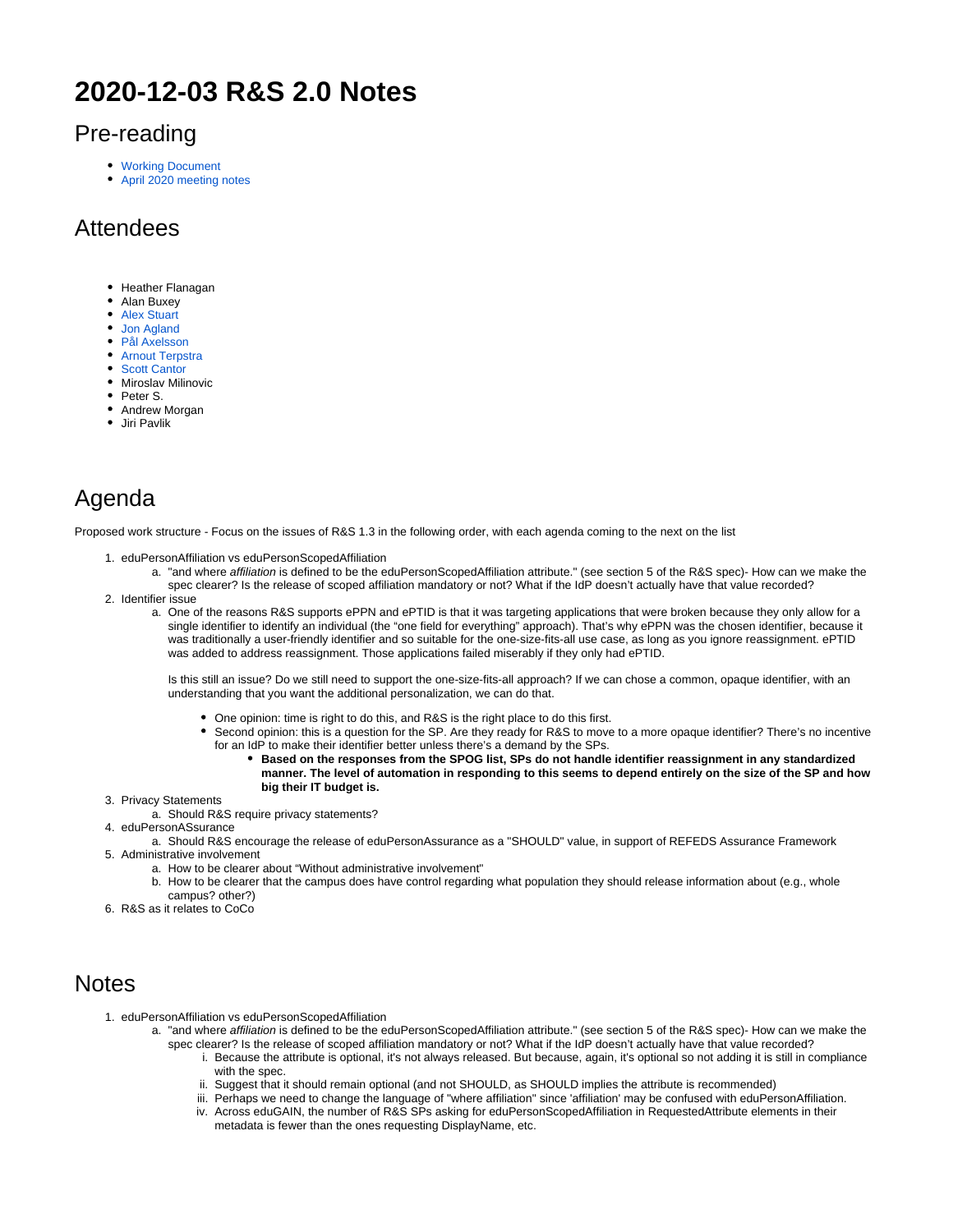# 2020-12-03 R&S 2.0 Notes

## Pre-reading

- Working Document
- April 2020 meeting notes

## Attendees

- Heather Flanagan
- Alan Buxey
- Alex Stuart
- Jon Agland
- Pål Axelsson
- Arnout Terpstra
- Scott Cantor
- Miroslav Milinovic
- Peter S.
- Andrew Morgan
- Jiri Pavlik

## Agenda

Proposed work structure - Focus on the issues of R&S 1.3 in the following order, with each agenda coming to the next on the list

1. eduPersonAffiliation vs eduPersonScopedAffiliation
    a. "and where *affiliation* is defined to be the eduPersonScopedAffiliation attribute." (see section 5 of the R&S spec)- How can we make the spec clearer? Is the release of scoped affiliation mandatory or not? What if the IdP doesn't actually have that value recorded?
2. Identifier issue
    a. One of the reasons R&S supports ePPN and ePTID is that it was targeting applications that were broken because they only allow for a single identifier to identify an individual (the "one field for everything" approach). That's why ePPN was the chosen identifier, because it was traditionally a user-friendly identifier and so suitable for the one-size-fits-all use case, as long as you ignore reassignment. ePTID was added to address reassignment. Those applications failed miserably if they only had ePTID.

       Is this still an issue? Do we still need to support the one-size-fits-all approach? If we can chose a common, opaque identifier, with an understanding that you want the additional personalization, we can do that.

        - One opinion: time is right to do this, and R&S is the right place to do this first.
        - Second opinion: this is a question for the SP. Are they ready for R&S to move to a more opaque identifier? There's no incentive for an IdP to make their identifier better unless there's a demand by the SPs.
            - **Based on the responses from the SPOG list, SPs do not handle identifier reassignment in any standardized manner. The level of automation in responding to this seems to depend entirely on the size of the SP and how big their IT budget is.**
3. Privacy Statements
    a. Should R&S require privacy statements?
4. eduPersonASsurance
    a. Should R&S encourage the release of eduPersonAssurance as a "SHOULD" value, in support of REFEDS Assurance Framework
5. Administrative involvement
    a. How to be clearer about "Without administrative involvement"
    b. How to be clearer that the campus does have control regarding what population they should release information about (e.g., whole campus? other?)
6. R&S as it relates to CoCo

## Notes

1. eduPersonAffiliation vs eduPersonScopedAffiliation
    a. "and where *affiliation* is defined to be the eduPersonScopedAffiliation attribute." (see section 5 of the R&S spec)- How can we make the spec clearer? Is the release of scoped affiliation mandatory or not? What if the IdP doesn't actually have that value recorded?
        i. Because the attribute is optional, it's not always released. But because, again, it's optional so not adding it is still in compliance with the spec.
        ii. Suggest that it should remain optional (and not SHOULD, as SHOULD implies the attribute is recommended)
        iii. Perhaps we need to change the language of "where affiliation" since 'affiliation' may be confused with eduPersonAffiliation.
        iv. Across eduGAIN, the number of R&S SPs asking for eduPersonScopedAffiliation in RequestedAttribute elements in their metadata is fewer than the ones requesting DisplayName, etc.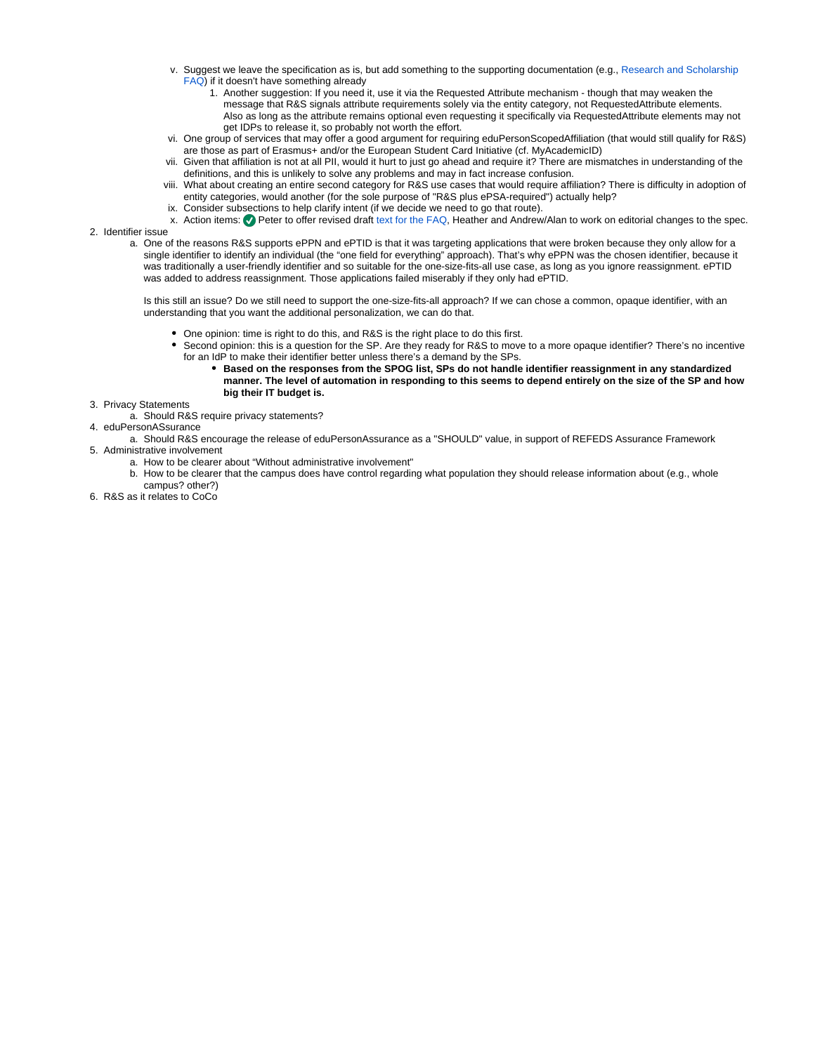v. Suggest we leave the specification as is, but add something to the supporting documentation (e.g., Research and Scholarship FAQ) if it doesn't have something already
      1. Another suggestion: If you need it, use it via the Requested Attribute mechanism - though that may weaken the message that R&S signals attribute requirements solely via the entity category, not RequestedAttribute elements. Also as long as the attribute remains optional even requesting it specifically via RequestedAttribute elements may not get IDPs to release it, so probably not worth the effort.
   vi. One group of services that may offer a good argument for requiring eduPersonScopedAffiliation (that would still qualify for R&S) are those as part of Erasmus+ and/or the European Student Card Initiative (cf. MyAcademicID)
   vii. Given that affiliation is not at all PII, would it hurt to just go ahead and require it? There are mismatches in understanding of the definitions, and this is unlikely to solve any problems and may in fact increase confusion.
   viii. What about creating an entire second category for R&S use cases that would require affiliation? There is difficulty in adoption of entity categories, would another (for the sole purpose of "R&S plus ePSA-required") actually help?
   ix. Consider subsections to help clarify intent (if we decide we need to go that route).
   x. Action items: ✅ Peter to offer revised draft text for the FAQ, Heather and Andrew/Alan to work on editorial changes to the spec.

2. Identifier issue
   a. One of the reasons R&S supports ePPN and ePTID is that it was targeting applications that were broken because they only allow for a single identifier to identify an individual (the "one field for everything" approach). That's why ePPN was the chosen identifier, because it was traditionally a user-friendly identifier and so suitable for the one-size-fits-all use case, as long as you ignore reassignment. ePTID was added to address reassignment. Those applications failed miserably if they only had ePTID.

      Is this still an issue? Do we still need to support the one-size-fits-all approach? If we can chose a common, opaque identifier, with an understanding that you want the additional personalization, we can do that.

      - One opinion: time is right to do this, and R&S is the right place to do this first.
      - Second opinion: this is a question for the SP. Are they ready for R&S to move to a more opaque identifier? There's no incentive for an IdP to make their identifier better unless there's a demand by the SPs.
         - **Based on the responses from the SPOG list, SPs do not handle identifier reassignment in any standardized manner. The level of automation in responding to this seems to depend entirely on the size of the SP and how big their IT budget is.**

3. Privacy Statements
   a. Should R&S require privacy statements?

4. eduPersonASsurance
   a. Should R&S encourage the release of eduPersonAssurance as a "SHOULD" value, in support of REFEDS Assurance Framework

5. Administrative involvement
   a. How to be clearer about "Without administrative involvement"
   b. How to be clearer that the campus does have control regarding what population they should release information about (e.g., whole campus? other?)

6. R&S as it relates to CoCo